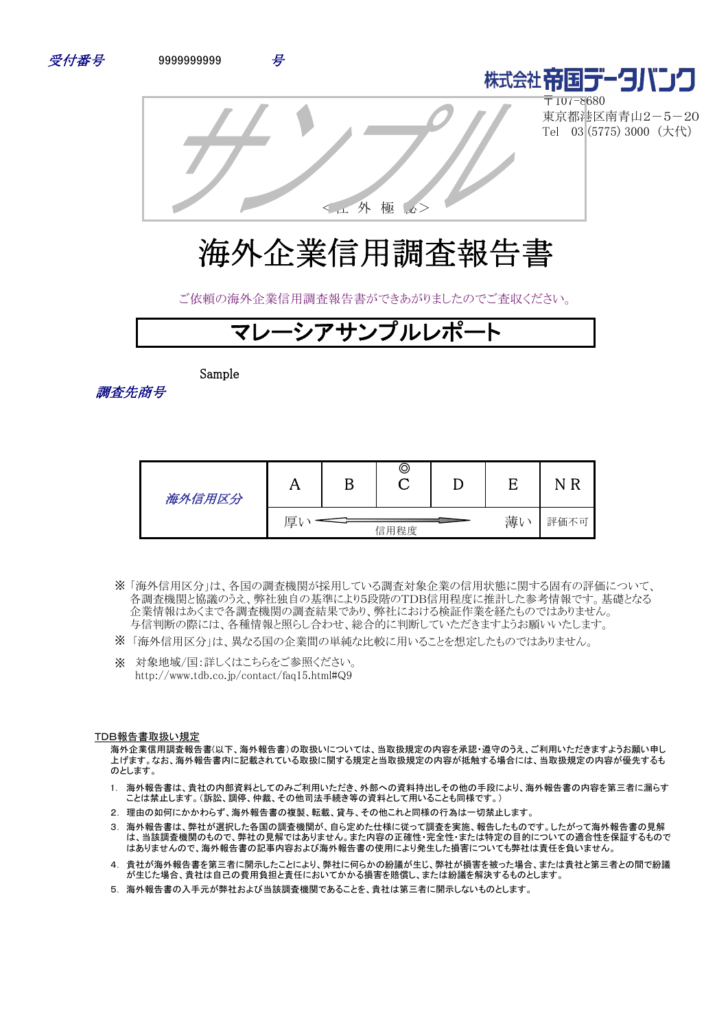*受付番号*　　9999999999　　*号*

株式会社帝国データバンク
〒107-8680
東京都港区南青山2－5－20
Tel　03 (5775) 3000（大代）

サンプル

<社 外 極 秘>

# 海外企業信用調査報告書

ご依頼の海外企業信用調査報告書ができあがりましたのでご査収ください。

## マレーシアサンプルレポート

*調査先商号*　　Sample

| *海外信用区分* | A | B | ◎ C | D | E | NR |
|---|---|---|---|---|---|---|
| | 厚い | ← 信用程度 → | | | 薄い | 評価不可 |

※「海外信用区分」は、各国の調査機関が採用している調査対象企業の信用状態に関する固有の評価について、各調査機関と協議のうえ、弊社独自の基準により5段階のTDB信用程度に推計した参考情報です。基礎となる企業情報はあくまで各調査機関の調査結果であり、弊社における検証作業を経たものではありません。与信判断の際には、各種情報と照らし合わせ、総合的に判断していただきますようお願いいたします。

※「海外信用区分」は、異なる企業間の単純な比較に用いることを想定したものではありません。

※　対象地域/国：詳しくはこちらをご参照ください。
http://www.tdb.co.jp/contact/faq15.html#Q9

### TDB報告書取扱い規定

海外企業信用調査報告書(以下、海外報告書)の取扱いについては、当取扱規定の内容を承認・遵守のうえ、ご利用いただきますようお願い申し上げます。なお、海外報告書内に記載されている取扱に関する規定と当取扱規定の内容が抵触する場合には、当取扱規定の内容が優先するものとします。

1. 海外報告書は、貴社の内部資料としてのみご利用いただき、外部への資料持出しその他の手段により、海外報告書の内容を第三者に漏らすことは禁止します。（訴訟、調停、仲裁、その他司法手続き等の資料として用いることも同様です。）
2. 理由の如何にかかわらず、海外報告書の複製、転載、貸与、その他これと同様の行為は一切禁止します。
3. 海外報告書は、弊社が選択した各国の調査機関が、自ら定めた仕様に従って調査を実施、報告したものです。したがって海外報告書の見解は、当該調査機関のもので、弊社の見解ではありません。また内容の正確性・完全性・または特定の目的についての適合性を保証するものではありませんので、海外報告書の記事内容および海外報告書の使用により発生した損害についても弊社は責任を負いません。
4. 貴社が海外報告書を第三者に開示したことにより、弊社に何らかの紛議が生じ、弊社が損害を被った場合、または貴社と第三者との間で紛議が生じた場合、貴社は自己の費用負担と責任においてかかる損害を賠償し、または紛議を解決するものとします。
5. 海外報告書の入手元が弊社および当該調査機関であることを、貴社は第三者に開示しないものとします。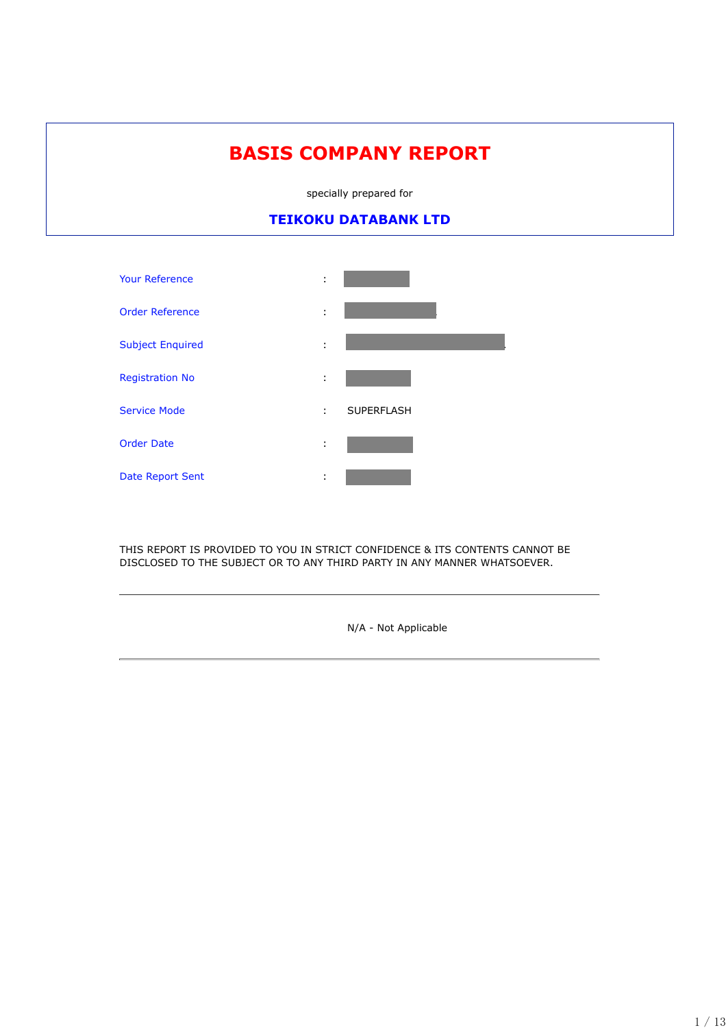# BASIS COMPANY REPORT

specially prepared for

**TEIKOKU DATABANK LTD**

| | | |
|---|---|---|
| Your Reference | : | |
| Order Reference | : | |
| Subject Enquired | : | |
| Registration No | : | |
| Service Mode | : | SUPERFLASH |
| Order Date | : | |
| Date Report Sent | : | |

THIS REPORT IS PROVIDED TO YOU IN STRICT CONFIDENCE & ITS CONTENTS CANNOT BE DISCLOSED TO THE SUBJECT OR TO ANY THIRD PARTY IN ANY MANNER WHATSOEVER.

---

N/A - Not Applicable

---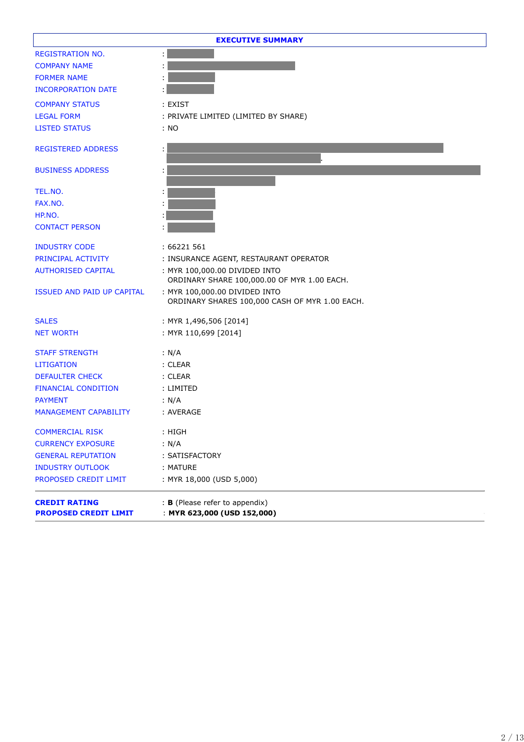## EXECUTIVE SUMMARY

| | |
|---|---|
| REGISTRATION NO. | : |
| COMPANY NAME | : |
| FORMER NAME | : |
| INCORPORATION DATE | : |
| COMPANY STATUS | : EXIST |
| LEGAL FORM | : PRIVATE LIMITED (LIMITED BY SHARE) |
| LISTED STATUS | : NO |
| REGISTERED ADDRESS | : . |
| BUSINESS ADDRESS | : |
| TEL.NO. | : |
| FAX.NO. | : |
| HP.NO. | : |
| CONTACT PERSON | : |
| INDUSTRY CODE | : 66221 561 |
| PRINCIPAL ACTIVITY | : INSURANCE AGENT, RESTAURANT OPERATOR |
| AUTHORISED CAPITAL | : MYR 100,000.00 DIVIDED INTO ORDINARY SHARE 100,000.00 OF MYR 1.00 EACH. |
| ISSUED AND PAID UP CAPITAL | : MYR 100,000.00 DIVIDED INTO ORDINARY SHARES 100,000 CASH OF MYR 1.00 EACH. |
| SALES | : MYR 1,496,506 [2014] |
| NET WORTH | : MYR 110,699 [2014] |
| STAFF STRENGTH | : N/A |
| LITIGATION | : CLEAR |
| DEFAULTER CHECK | : CLEAR |
| FINANCIAL CONDITION | : LIMITED |
| PAYMENT | : N/A |
| MANAGEMENT CAPABILITY | : AVERAGE |
| COMMERCIAL RISK | : HIGH |
| CURRENCY EXPOSURE | : N/A |
| GENERAL REPUTATION | : SATISFACTORY |
| INDUSTRY OUTLOOK | : MATURE |
| PROPOSED CREDIT LIMIT | : MYR 18,000 (USD 5,000) |

| | |
|---|---|
| **CREDIT RATING** | : **B** (Please refer to appendix) |
| **PROPOSED CREDIT LIMIT** | : **MYR 623,000 (USD 152,000)** |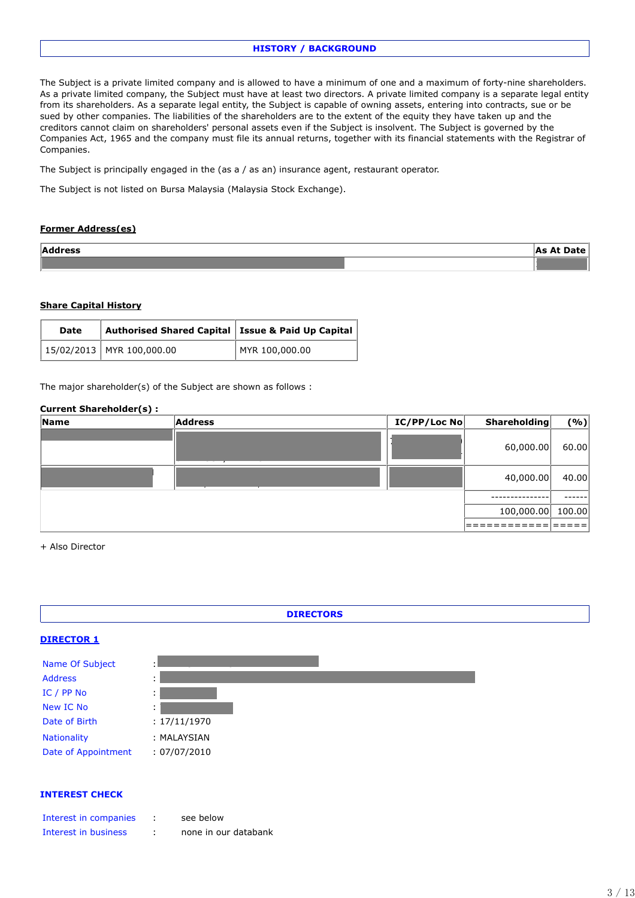## HISTORY / BACKGROUND

The Subject is a private limited company and is allowed to have a minimum of one and a maximum of forty-nine shareholders. As a private limited company, the Subject must have at least two directors. A private limited company is a separate legal entity from its shareholders. As a separate legal entity, the Subject is capable of owning assets, entering into contracts, sue or be sued by other companies. The liabilities of the shareholders are to the extent of the equity they have taken up and the creditors cannot claim on shareholders' personal assets even if the Subject is insolvent. The Subject is governed by the Companies Act, 1965 and the company must file its annual returns, together with its financial statements with the Registrar of Companies.

The Subject is principally engaged in the (as a / as an) insurance agent, restaurant operator.

The Subject is not listed on Bursa Malaysia (Malaysia Stock Exchange).

**Former Address(es)**

| Address | As At Date |
|---|---|
| | |

**Share Capital History**

| Date | Authorised Shared Capital | Issue & Paid Up Capital |
|---|---|---|
| 15/02/2013 | MYR 100,000.00 | MYR 100,000.00 |

The major shareholder(s) of the Subject are shown as follows :

**Current Shareholder(s) :**

| Name | Address | IC/PP/Loc No | Shareholding | (%) |
|---|---|---|---|---|
| | | | 60,000.00 | 60.00 |
| | | | 40,000.00 | 40.00 |
| | | | --------------- | ------ |
| | | | 100,000.00 | 100.00 |
| | | | =========== | ===== |

+ Also Director

## DIRECTORS

**DIRECTOR 1**

| | | |
|---|---|---|
| Name Of Subject | : | |
| Address | : | |
| IC / PP No | : | |
| New IC No | : | |
| Date of Birth | : | 17/11/1970 |
| Nationality | : | MALAYSIAN |
| Date of Appointment | : | 07/07/2010 |

**INTEREST CHECK**

| | | |
|---|---|---|
| Interest in companies | : | see below |
| Interest in business | : | none in our databank |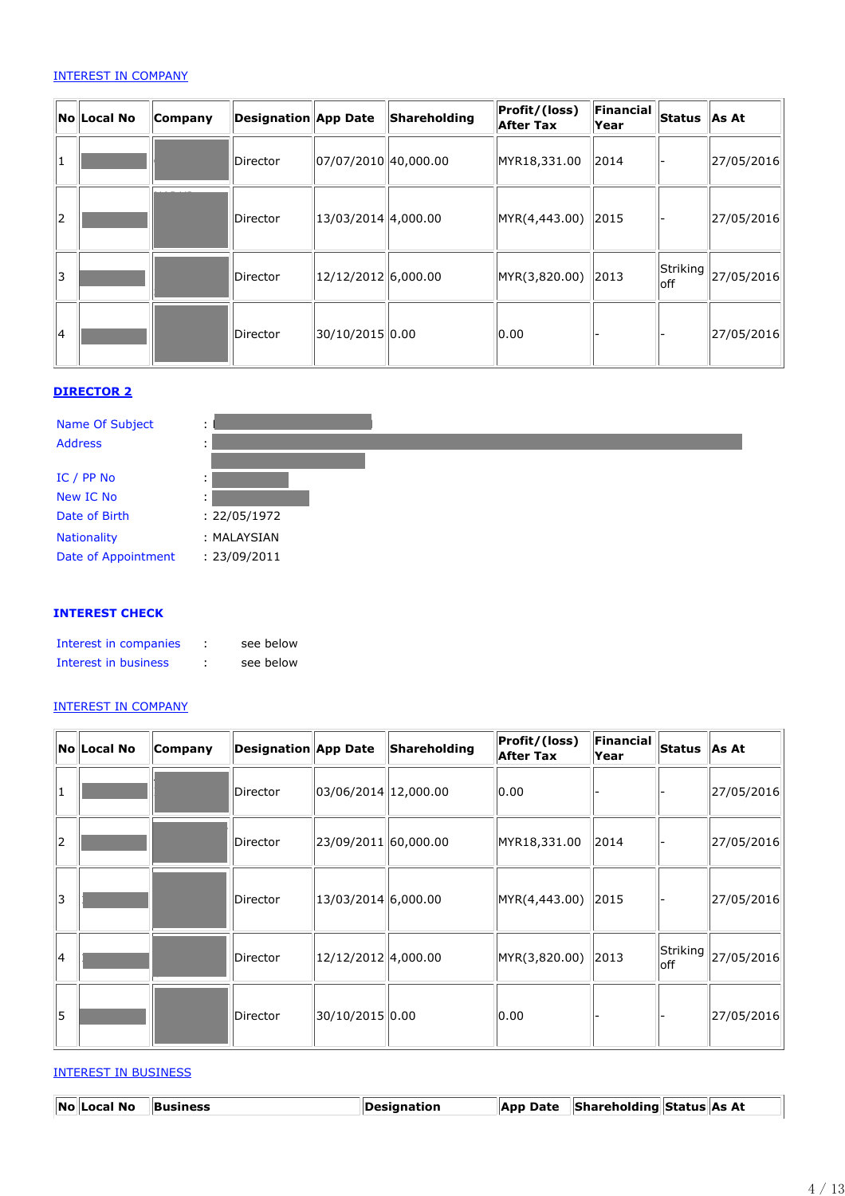INTEREST IN COMPANY

| No | Local No | Company | Designation | App Date | Shareholding | Profit/(loss) After Tax | Financial Year | Status | As At |
|---|---|---|---|---|---|---|---|---|---|
| 1 | | | Director | 07/07/2010 | 40,000.00 | MYR18,331.00 | 2014 | - | 27/05/2016 |
| 2 | | | Director | 13/03/2014 | 4,000.00 | MYR(4,443.00) | 2015 | - | 27/05/2016 |
| 3 | | | Director | 12/12/2012 | 6,000.00 | MYR(3,820.00) | 2013 | Striking off | 27/05/2016 |
| 4 | | | Director | 30/10/2015 | 0.00 | 0.00 | - | - | 27/05/2016 |

**DIRECTOR 2**

Name Of Subject :
Address :

IC / PP No :
New IC No :
Date of Birth : 22/05/1972
Nationality : MALAYSIAN
Date of Appointment : 23/09/2011

**INTEREST CHECK**

Interest in companies : see below
Interest in business : see below

INTEREST IN COMPANY

| No | Local No | Company | Designation | App Date | Shareholding | Profit/(loss) After Tax | Financial Year | Status | As At |
|---|---|---|---|---|---|---|---|---|---|
| 1 | | | Director | 03/06/2014 | 12,000.00 | 0.00 | - | - | 27/05/2016 |
| 2 | | | Director | 23/09/2011 | 60,000.00 | MYR18,331.00 | 2014 | - | 27/05/2016 |
| 3 | | | Director | 13/03/2014 | 6,000.00 | MYR(4,443.00) | 2015 | - | 27/05/2016 |
| 4 | | | Director | 12/12/2012 | 4,000.00 | MYR(3,820.00) | 2013 | Striking off | 27/05/2016 |
| 5 | | | Director | 30/10/2015 | 0.00 | 0.00 | - | - | 27/05/2016 |

INTEREST IN BUSINESS

| No | Local No | Business | Designation | App Date | Shareholding | Status | As At |
|---|---|---|---|---|---|---|---|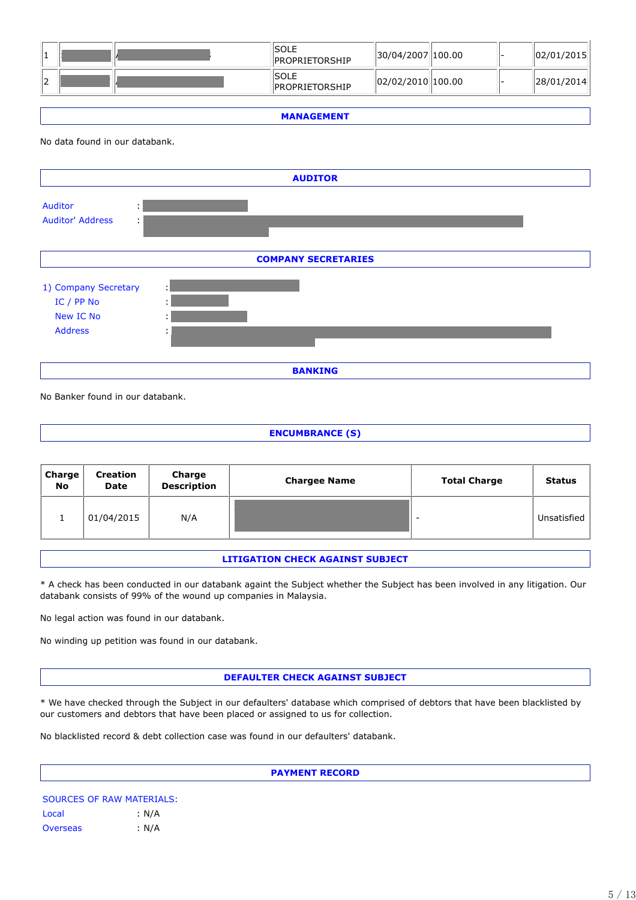| 1 | | | SOLE PROPRIETORSHIP | 30/04/2007 | 100.00 | | - | 02/01/2015 |
|---|---|---|---|---|---|---|---|---|
| 2 | | | SOLE PROPRIETORSHIP | 02/02/2010 | 100.00 | | - | 28/01/2014 |

## MANAGEMENT

No data found in our databank.

## AUDITOR

Auditor :

Auditor' Address :

## COMPANY SECRETARIES

1) Company Secretary :

IC / PP No :

New IC No :

Address :

## BANKING

No Banker found in our databank.

## ENCUMBRANCE (S)

| Charge No | Creation Date | Charge Description | Chargee Name | Total Charge | Status |
|---|---|---|---|---|---|
| 1 | 01/04/2015 | N/A | | - | Unsatisfied |

## LITIGATION CHECK AGAINST SUBJECT

* A check has been conducted in our databank againt the Subject whether the Subject has been involved in any litigation. Our databank consists of 99% of the wound up companies in Malaysia.

No legal action was found in our databank.

No winding up petition was found in our databank.

## DEFAULTER CHECK AGAINST SUBJECT

* We have checked through the Subject in our defaulters' database which comprised of debtors that have been blacklisted by our customers and debtors that have been placed or assigned to us for collection.

No blacklisted record & debt collection case was found in our defaulters' databank.

## PAYMENT RECORD

SOURCES OF RAW MATERIALS:

Local : N/A

Overseas : N/A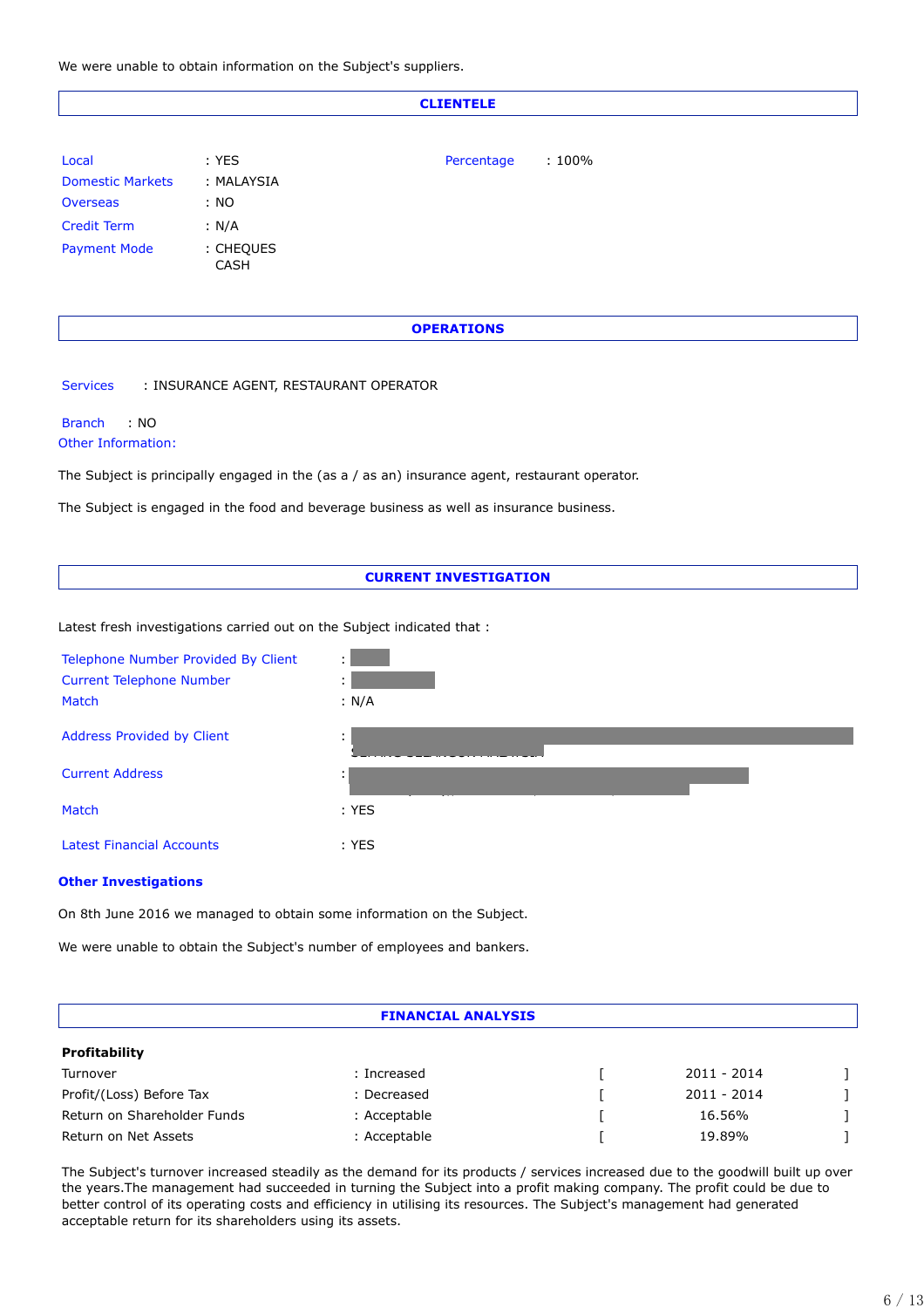We were unable to obtain information on the Subject's suppliers.

## CLIENTELE

| | | | |
|---|---|---|---|
| Local | : YES | Percentage | : 100% |
| Domestic Markets | : MALAYSIA | | |
| Overseas | : NO | | |
| Credit Term | : N/A | | |
| Payment Mode | : CHEQUES CASH | | |

## OPERATIONS

Services : INSURANCE AGENT, RESTAURANT OPERATOR

Branch : NO

Other Information:

The Subject is principally engaged in the (as a / as an) insurance agent, restaurant operator.

The Subject is engaged in the food and beverage business as well as insurance business.

## CURRENT INVESTIGATION

Latest fresh investigations carried out on the Subject indicated that :

| | |
|---|---|
| Telephone Number Provided By Client | : |
| Current Telephone Number | : |
| Match | : N/A |
| Address Provided by Client | : |
| Current Address | : |
| Match | : YES |
| Latest Financial Accounts | : YES |

**Other Investigations**

On 8th June 2016 we managed to obtain some information on the Subject.

We were unable to obtain the Subject's number of employees and bankers.

## FINANCIAL ANALYSIS

**Profitability**

| | | |
|---|---|---|
| Turnover | : Increased | [ 2011 - 2014 ] |
| Profit/(Loss) Before Tax | : Decreased | [ 2011 - 2014 ] |
| Return on Shareholder Funds | : Acceptable | [ 16.56% ] |
| Return on Net Assets | : Acceptable | [ 19.89% ] |

The Subject's turnover increased steadily as the demand for its products / services increased due to the goodwill built up over the years.The management had succeeded in turning the Subject into a profit making company. The profit could be due to better control of its operating costs and efficiency in utilising its resources. The Subject's management had generated acceptable return for its shareholders using its assets.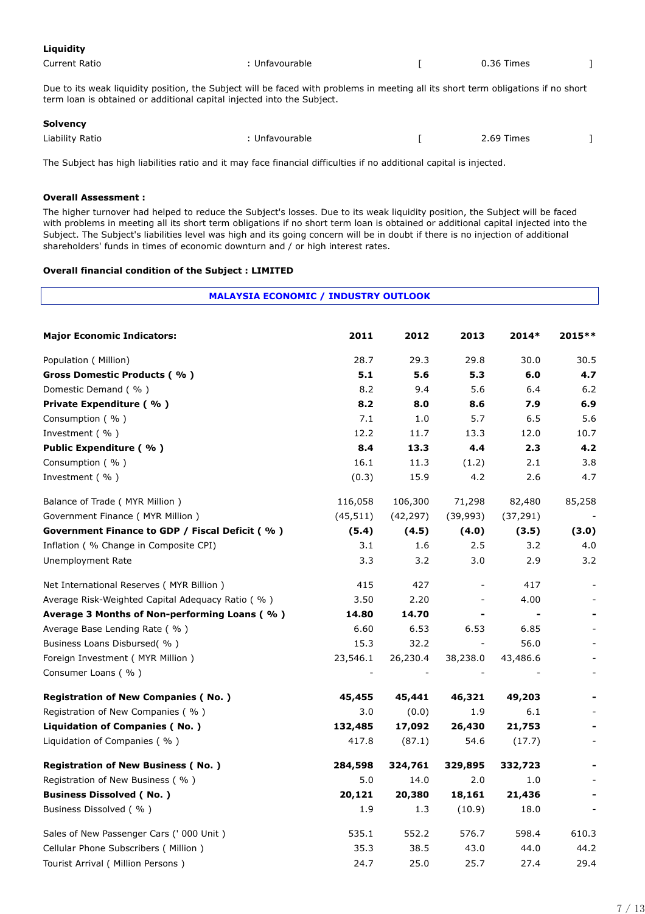**Liquidity**

| Current Ratio | : Unfavourable | [ | 0.36 Times | ] |
|---|---|---|---|---|

Due to its weak liquidity position, the Subject will be faced with problems in meeting all its short term obligations if no short term loan is obtained or additional capital injected into the Subject.

**Solvency**

| Liability Ratio | : Unfavourable | [ | 2.69 Times | ] |
|---|---|---|---|---|

The Subject has high liabilities ratio and it may face financial difficulties if no additional capital is injected.

**Overall Assessment :**

The higher turnover had helped to reduce the Subject's losses. Due to its weak liquidity position, the Subject will be faced with problems in meeting all its short term obligations if no short term loan is obtained or additional capital injected into the Subject. The Subject's liabilities level was high and its going concern will be in doubt if there is no injection of additional shareholders' funds in times of economic downturn and / or high interest rates.

**Overall financial condition of the Subject : LIMITED**

## MALAYSIA ECONOMIC / INDUSTRY OUTLOOK

| **Major Economic Indicators:** | **2011** | **2012** | **2013** | **2014*** | **2015**** |
|---|---|---|---|---|---|
| Population ( Million) | 28.7 | 29.3 | 29.8 | 30.0 | 30.5 |
| **Gross Domestic Products ( % )** | **5.1** | **5.6** | **5.3** | **6.0** | **4.7** |
| Domestic Demand ( % ) | 8.2 | 9.4 | 5.6 | 6.4 | 6.2 |
| **Private Expenditure ( % )** | **8.2** | **8.0** | **8.6** | **7.9** | **6.9** |
| Consumption ( % ) | 7.1 | 1.0 | 5.7 | 6.5 | 5.6 |
| Investment ( % ) | 12.2 | 11.7 | 13.3 | 12.0 | 10.7 |
| **Public Expenditure ( % )** | **8.4** | **13.3** | **4.4** | **2.3** | **4.2** |
| Consumption ( % ) | 16.1 | 11.3 | (1.2) | 2.1 | 3.8 |
| Investment ( % ) | (0.3) | 15.9 | 4.2 | 2.6 | 4.7 |
| Balance of Trade ( MYR Million ) | 116,058 | 106,300 | 71,298 | 82,480 | 85,258 |
| Government Finance ( MYR Million ) | (45,511) | (42,297) | (39,993) | (37,291) | - |
| **Government Finance to GDP / Fiscal Deficit ( % )** | **(5.4)** | **(4.5)** | **(4.0)** | **(3.5)** | **(3.0)** |
| Inflation ( % Change in Composite CPI) | 3.1 | 1.6 | 2.5 | 3.2 | 4.0 |
| Unemployment Rate | 3.3 | 3.2 | 3.0 | 2.9 | 3.2 |
| Net International Reserves ( MYR Billion ) | 415 | 427 | - | 417 | - |
| Average Risk-Weighted Capital Adequacy Ratio ( % ) | 3.50 | 2.20 | - | 4.00 | - |
| **Average 3 Months of Non-performing Loans ( % )** | **14.80** | **14.70** | **-** | **-** | **-** |
| Average Base Lending Rate ( % ) | 6.60 | 6.53 | 6.53 | 6.85 | - |
| Business Loans Disbursed( % ) | 15.3 | 32.2 | - | 56.0 | - |
| Foreign Investment ( MYR Million ) | 23,546.1 | 26,230.4 | 38,238.0 | 43,486.6 | - |
| Consumer Loans ( % ) | - | - | - | - | - |
| **Registration of New Companies ( No. )** | **45,455** | **45,441** | **46,321** | **49,203** | **-** |
| Registration of New Companies ( % ) | 3.0 | (0.0) | 1.9 | 6.1 | - |
| **Liquidation of Companies ( No. )** | **132,485** | **17,092** | **26,430** | **21,753** | **-** |
| Liquidation of Companies ( % ) | 417.8 | (87.1) | 54.6 | (17.7) | - |
| **Registration of New Business ( No. )** | **284,598** | **324,761** | **329,895** | **332,723** | **-** |
| Registration of New Business ( % ) | 5.0 | 14.0 | 2.0 | 1.0 | - |
| **Business Dissolved ( No. )** | **20,121** | **20,380** | **18,161** | **21,436** | **-** |
| Business Dissolved ( % ) | 1.9 | 1.3 | (10.9) | 18.0 | - |
| Sales of New Passenger Cars (' 000 Unit ) | 535.1 | 552.2 | 576.7 | 598.4 | 610.3 |
| Cellular Phone Subscribers ( Million ) | 35.3 | 38.5 | 43.0 | 44.0 | 44.2 |
| Tourist Arrival ( Million Persons ) | 24.7 | 25.0 | 25.7 | 27.4 | 29.4 |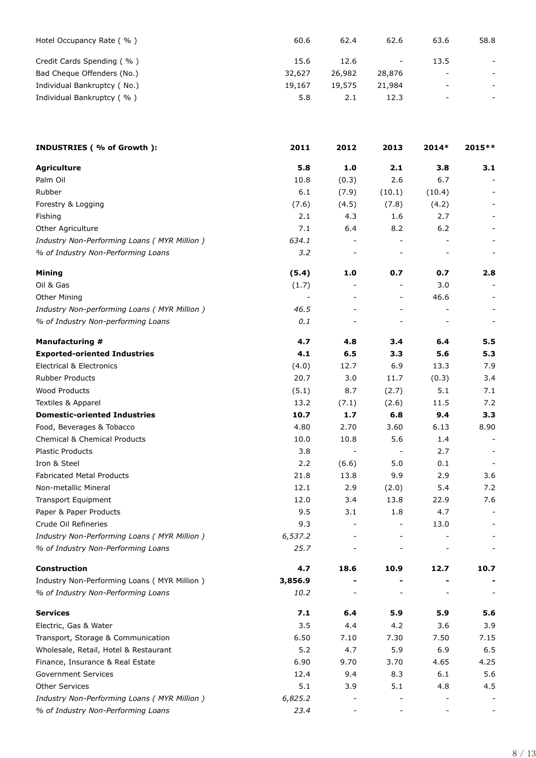| | | | | | |
|---|---|---|---|---|---|
| Hotel Occupancy Rate ( % ) | 60.6 | 62.4 | 62.6 | 63.6 | 58.8 |
| Credit Cards Spending ( % ) | 15.6 | 12.6 | - | 13.5 | - |
| Bad Cheque Offenders (No.) | 32,627 | 26,982 | 28,876 | - | - |
| Individual Bankruptcy ( No.) | 19,167 | 19,575 | 21,984 | - | - |
| Individual Bankruptcy ( % ) | 5.8 | 2.1 | 12.3 | - | - |

| **INDUSTRIES ( % of Growth ):** | **2011** | **2012** | **2013** | **2014*** | **2015**** |
|---|---|---|---|---|---|
| **Agriculture** | **5.8** | **1.0** | **2.1** | **3.8** | **3.1** |
| Palm Oil | 10.8 | (0.3) | 2.6 | 6.7 | - |
| Rubber | 6.1 | (7.9) | (10.1) | (10.4) | - |
| Forestry & Logging | (7.6) | (4.5) | (7.8) | (4.2) | - |
| Fishing | 2.1 | 4.3 | 1.6 | 2.7 | - |
| Other Agriculture | 7.1 | 6.4 | 8.2 | 6.2 | - |
| *Industry Non-Performing Loans ( MYR Million )* | *634.1* | - | - | - | - |
| *% of Industry Non-Performing Loans* | *3.2* | - | - | - | - |
| **Mining** | **(5.4)** | **1.0** | **0.7** | **0.7** | **2.8** |
| Oil & Gas | (1.7) | - | - | 3.0 | - |
| Other Mining | - | - | - | 46.6 | - |
| *Industry Non-performing Loans ( MYR Million )* | *46.5* | - | - | - | - |
| *% of Industry Non-performing Loans* | *0.1* | - | - | - | - |
| **Manufacturing #** | **4.7** | **4.8** | **3.4** | **6.4** | **5.5** |
| **Exported-oriented Industries** | **4.1** | **6.5** | **3.3** | **5.6** | **5.3** |
| Electrical & Electronics | (4.0) | 12.7 | 6.9 | 13.3 | 7.9 |
| Rubber Products | 20.7 | 3.0 | 11.7 | (0.3) | 3.4 |
| Wood Products | (5.1) | 8.7 | (2.7) | 5.1 | 7.1 |
| Textiles & Apparel | 13.2 | (7.1) | (2.6) | 11.5 | 7.2 |
| **Domestic-oriented Industries** | **10.7** | **1.7** | **6.8** | **9.4** | **3.3** |
| Food, Beverages & Tobacco | 4.80 | 2.70 | 3.60 | 6.13 | 8.90 |
| Chemical & Chemical Products | 10.0 | 10.8 | 5.6 | 1.4 | - |
| Plastic Products | 3.8 | - | - | 2.7 | - |
| Iron & Steel | 2.2 | (6.6) | 5.0 | 0.1 | - |
| Fabricated Metal Products | 21.8 | 13.8 | 9.9 | 2.9 | 3.6 |
| Non-metallic Mineral | 12.1 | 2.9 | (2.0) | 5.4 | 7.2 |
| Transport Equipment | 12.0 | 3.4 | 13.8 | 22.9 | 7.6 |
| Paper & Paper Products | 9.5 | 3.1 | 1.8 | 4.7 | - |
| Crude Oil Refineries | 9.3 | - | - | 13.0 | - |
| *Industry Non-Performing Loans ( MYR Million )* | *6,537.2* | - | - | - | - |
| *% of Industry Non-Performing Loans* | *25.7* | - | - | - | - |
| **Construction** | **4.7** | **18.6** | **10.9** | **12.7** | **10.7** |
| Industry Non-Performing Loans ( MYR Million ) | **3,856.9** | **-** | **-** | **-** | **-** |
| *% of Industry Non-Performing Loans* | *10.2* | - | - | - | - |
| **Services** | **7.1** | **6.4** | **5.9** | **5.9** | **5.6** |
| Electric, Gas & Water | 3.5 | 4.4 | 4.2 | 3.6 | 3.9 |
| Transport, Storage & Communication | 6.50 | 7.10 | 7.30 | 7.50 | 7.15 |
| Wholesale, Retail, Hotel & Restaurant | 5.2 | 4.7 | 5.9 | 6.9 | 6.5 |
| Finance, Insurance & Real Estate | 6.90 | 9.70 | 3.70 | 4.65 | 4.25 |
| Government Services | 12.4 | 9.4 | 8.3 | 6.1 | 5.6 |
| Other Services | 5.1 | 3.9 | 5.1 | 4.8 | 4.5 |
| *Industry Non-Performing Loans ( MYR Million )* | *6,825.2* | - | - | - | - |
| *% of Industry Non-Performing Loans* | *23.4* | - | - | - | - |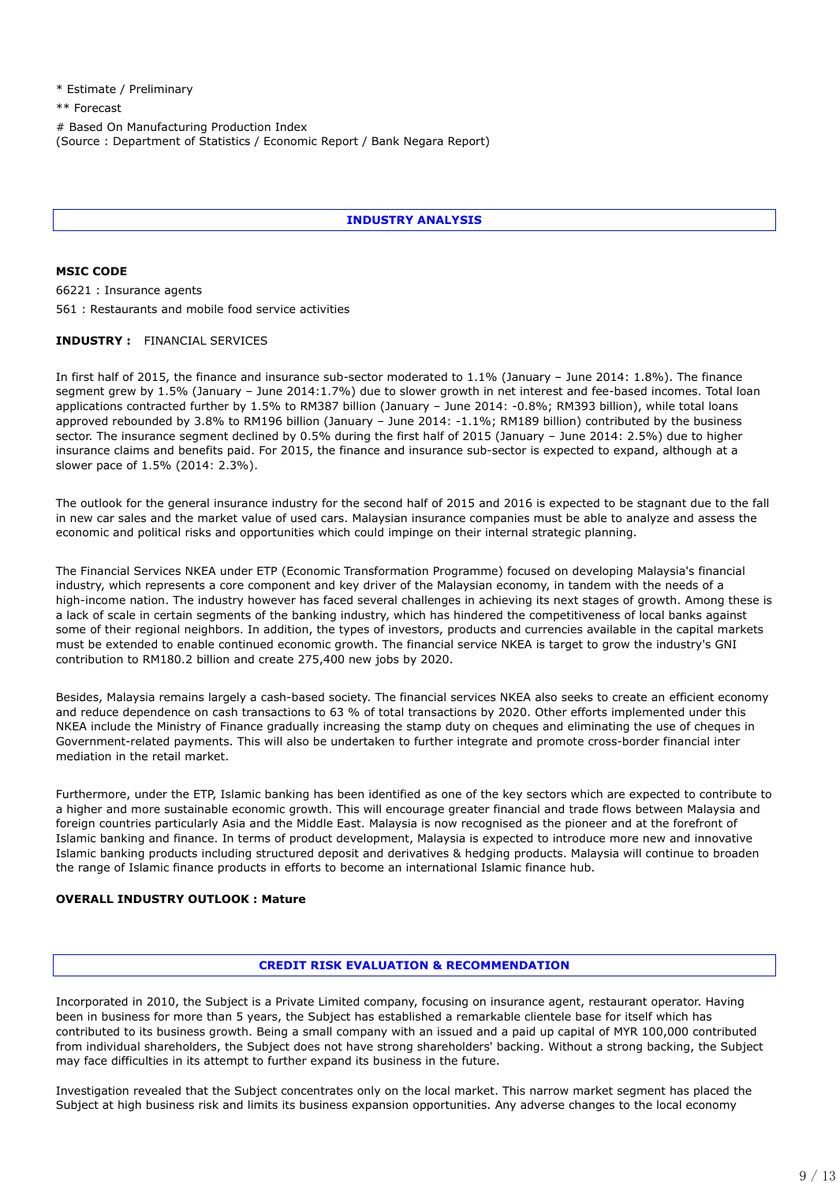* Estimate / Preliminary

** Forecast

# Based On Manufacturing Production Index
(Source : Department of Statistics / Economic Report / Bank Negara Report)

## INDUSTRY ANALYSIS

**MSIC CODE**

66221 : Insurance agents

561 : Restaurants and mobile food service activities

**INDUSTRY :** FINANCIAL SERVICES

In first half of 2015, the finance and insurance sub-sector moderated to 1.1% (January – June 2014: 1.8%). The finance segment grew by 1.5% (January – June 2014:1.7%) due to slower growth in net interest and fee-based incomes. Total loan applications contracted further by 1.5% to RM387 billion (January – June 2014: -0.8%; RM393 billion), while total loans approved rebounded by 3.8% to RM196 billion (January – June 2014: -1.1%; RM189 billion) contributed by the business sector. The insurance segment declined by 0.5% during the first half of 2015 (January – June 2014: 2.5%) due to higher insurance claims and benefits paid. For 2015, the finance and insurance sub-sector is expected to expand, although at a slower pace of 1.5% (2014: 2.3%).

The outlook for the general insurance industry for the second half of 2015 and 2016 is expected to be stagnant due to the fall in new car sales and the market value of used cars. Malaysian insurance companies must be able to analyze and assess the economic and political risks and opportunities which could impinge on their internal strategic planning.

The Financial Services NKEA under ETP (Economic Transformation Programme) focused on developing Malaysia's financial industry, which represents a core component and key driver of the Malaysian economy, in tandem with the needs of a high-income nation. The industry however has faced several challenges in achieving its next stages of growth. Among these is a lack of scale in certain segments of the banking industry, which has hindered the competitiveness of local banks against some of their regional neighbors. In addition, the types of investors, products and currencies available in the capital markets must be extended to enable continued economic growth. The financial service NKEA is target to grow the industry's GNI contribution to RM180.2 billion and create 275,400 new jobs by 2020.

Besides, Malaysia remains largely a cash-based society. The financial services NKEA also seeks to create an efficient economy and reduce dependence on cash transactions to 63 % of total transactions by 2020. Other efforts implemented under this NKEA include the Ministry of Finance gradually increasing the stamp duty on cheques and eliminating the use of cheques in Government-related payments. This will also be undertaken to further integrate and promote cross-border financial inter mediation in the retail market.

Furthermore, under the ETP, Islamic banking has been identified as one of the key sectors which are expected to contribute to a higher and more sustainable economic growth. This will encourage greater financial and trade flows between Malaysia and foreign countries particularly Asia and the Middle East. Malaysia is now recognised as the pioneer and at the forefront of Islamic banking and finance. In terms of product development, Malaysia is expected to introduce more new and innovative Islamic banking products including structured deposit and derivatives & hedging products. Malaysia will continue to broaden the range of Islamic finance products in efforts to become an international Islamic finance hub.

**OVERALL INDUSTRY OUTLOOK : Mature**

## CREDIT RISK EVALUATION & RECOMMENDATION

Incorporated in 2010, the Subject is a Private Limited company, focusing on insurance agent, restaurant operator. Having been in business for more than 5 years, the Subject has established a remarkable clientele base for itself which has contributed to its business growth. Being a small company with an issued and a paid up capital of MYR 100,000 contributed from individual shareholders, the Subject does not have strong shareholders' backing. Without a strong backing, the Subject may face difficulties in its attempt to further expand its business in the future.

Investigation revealed that the Subject concentrates only on the local market. This narrow market segment has placed the Subject at high business risk and limits its business expansion opportunities. Any adverse changes to the local economy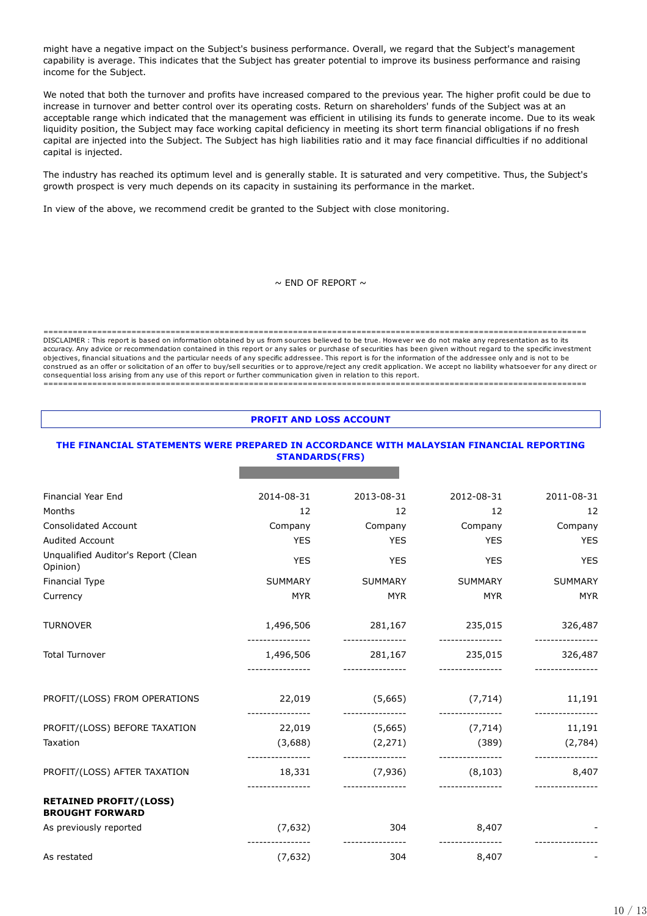might have a negative impact on the Subject's business performance. Overall, we regard that the Subject's management capability is average. This indicates that the Subject has greater potential to improve its business performance and raising income for the Subject.

We noted that both the turnover and profits have increased compared to the previous year. The higher profit could be due to increase in turnover and better control over its operating costs. Return on shareholders' funds of the Subject was at an acceptable range which indicated that the management was efficient in utilising its funds to generate income. Due to its weak liquidity position, the Subject may face working capital deficiency in meeting its short term financial obligations if no fresh capital are injected into the Subject. The Subject has high liabilities ratio and it may face financial difficulties if no additional capital is injected.

The industry has reached its optimum level and is generally stable. It is saturated and very competitive. Thus, the Subject's growth prospect is very much depends on its capacity in sustaining its performance in the market.

In view of the above, we recommend credit be granted to the Subject with close monitoring.

~ END OF REPORT ~

DISCLAIMER : This report is based on information obtained by us from sources believed to be true. However we do not make any representation as to its accuracy. Any advice or recommendation contained in this report or any sales or purchase of securities has been given without regard to the specific investment objectives, financial situations and the particular needs of any specific addressee. This report is for the information of the addressee only and is not to be construed as an offer or solicitation of an offer to buy/sell securities or to approve/reject any credit application. We accept no liability whatsoever for any direct or consequential loss arising from any use of this report or further communication given in relation to this report.

## PROFIT AND LOSS ACCOUNT

### THE FINANCIAL STATEMENTS WERE PREPARED IN ACCORDANCE WITH MALAYSIAN FINANCIAL REPORTING STANDARDS(FRS)

| Financial Year End | 2014-08-31 | 2013-08-31 | 2012-08-31 | 2011-08-31 |
|---|---|---|---|---|
| Months | 12 | 12 | 12 | 12 |
| Consolidated Account | Company | Company | Company | Company |
| Audited Account | YES | YES | YES | YES |
| Unqualified Auditor's Report (Clean Opinion) | YES | YES | YES | YES |
| Financial Type | SUMMARY | SUMMARY | SUMMARY | SUMMARY |
| Currency | MYR | MYR | MYR | MYR |
| TURNOVER | 1,496,506 | 281,167 | 235,015 | 326,487 |
| Total Turnover | 1,496,506 | 281,167 | 235,015 | 326,487 |
| PROFIT/(LOSS) FROM OPERATIONS | 22,019 | (5,665) | (7,714) | 11,191 |
| PROFIT/(LOSS) BEFORE TAXATION | 22,019 | (5,665) | (7,714) | 11,191 |
| Taxation | (3,688) | (2,271) | (389) | (2,784) |
| PROFIT/(LOSS) AFTER TAXATION | 18,331 | (7,936) | (8,103) | 8,407 |
| **RETAINED PROFIT/(LOSS) BROUGHT FORWARD** | | | | |
| As previously reported | (7,632) | 304 | 8,407 | - |
| As restated | (7,632) | 304 | 8,407 | - |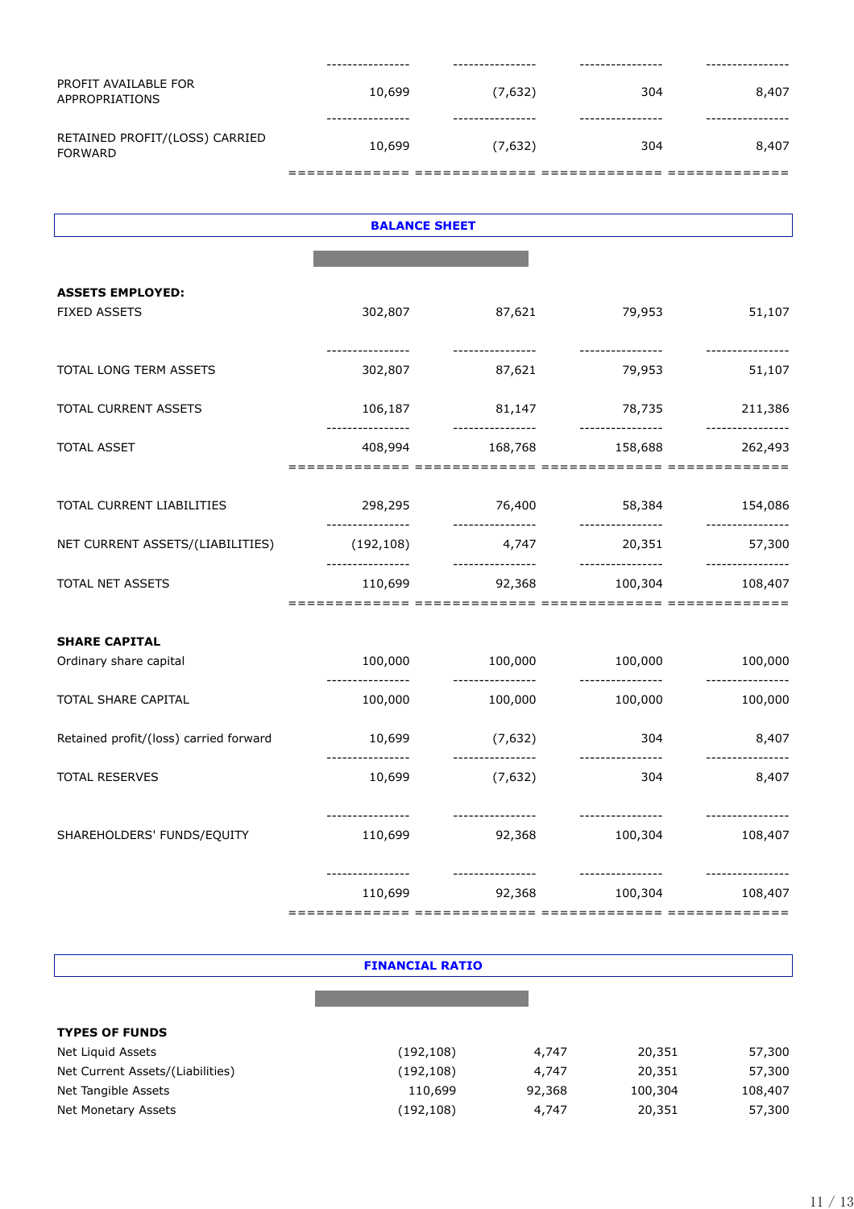| | | | | |
|---|---|---|---|---|
| PROFIT AVAILABLE FOR APPROPRIATIONS | 10,699 | (7,632) | 304 | 8,407 |
| RETAINED PROFIT/(LOSS) CARRIED FORWARD | 10,699 | (7,632) | 304 | 8,407 |

## BALANCE SHEET

| | | | | |
|---|---|---|---|---|
| **ASSETS EMPLOYED:** | | | | |
| FIXED ASSETS | 302,807 | 87,621 | 79,953 | 51,107 |
| TOTAL LONG TERM ASSETS | 302,807 | 87,621 | 79,953 | 51,107 |
| TOTAL CURRENT ASSETS | 106,187 | 81,147 | 78,735 | 211,386 |
| TOTAL ASSET | 408,994 | 168,768 | 158,688 | 262,493 |
| TOTAL CURRENT LIABILITIES | 298,295 | 76,400 | 58,384 | 154,086 |
| NET CURRENT ASSETS/(LIABILITIES) | (192,108) | 4,747 | 20,351 | 57,300 |
| TOTAL NET ASSETS | 110,699 | 92,368 | 100,304 | 108,407 |
| **SHARE CAPITAL** | | | | |
| Ordinary share capital | 100,000 | 100,000 | 100,000 | 100,000 |
| TOTAL SHARE CAPITAL | 100,000 | 100,000 | 100,000 | 100,000 |
| Retained profit/(loss) carried forward | 10,699 | (7,632) | 304 | 8,407 |
| TOTAL RESERVES | 10,699 | (7,632) | 304 | 8,407 |
| SHAREHOLDERS' FUNDS/EQUITY | 110,699 | 92,368 | 100,304 | 108,407 |
| | 110,699 | 92,368 | 100,304 | 108,407 |

## FINANCIAL RATIO

| | | | | |
|---|---|---|---|---|
| **TYPES OF FUNDS** | | | | |
| Net Liquid Assets | (192,108) | 4,747 | 20,351 | 57,300 |
| Net Current Assets/(Liabilities) | (192,108) | 4,747 | 20,351 | 57,300 |
| Net Tangible Assets | 110,699 | 92,368 | 100,304 | 108,407 |
| Net Monetary Assets | (192,108) | 4,747 | 20,351 | 57,300 |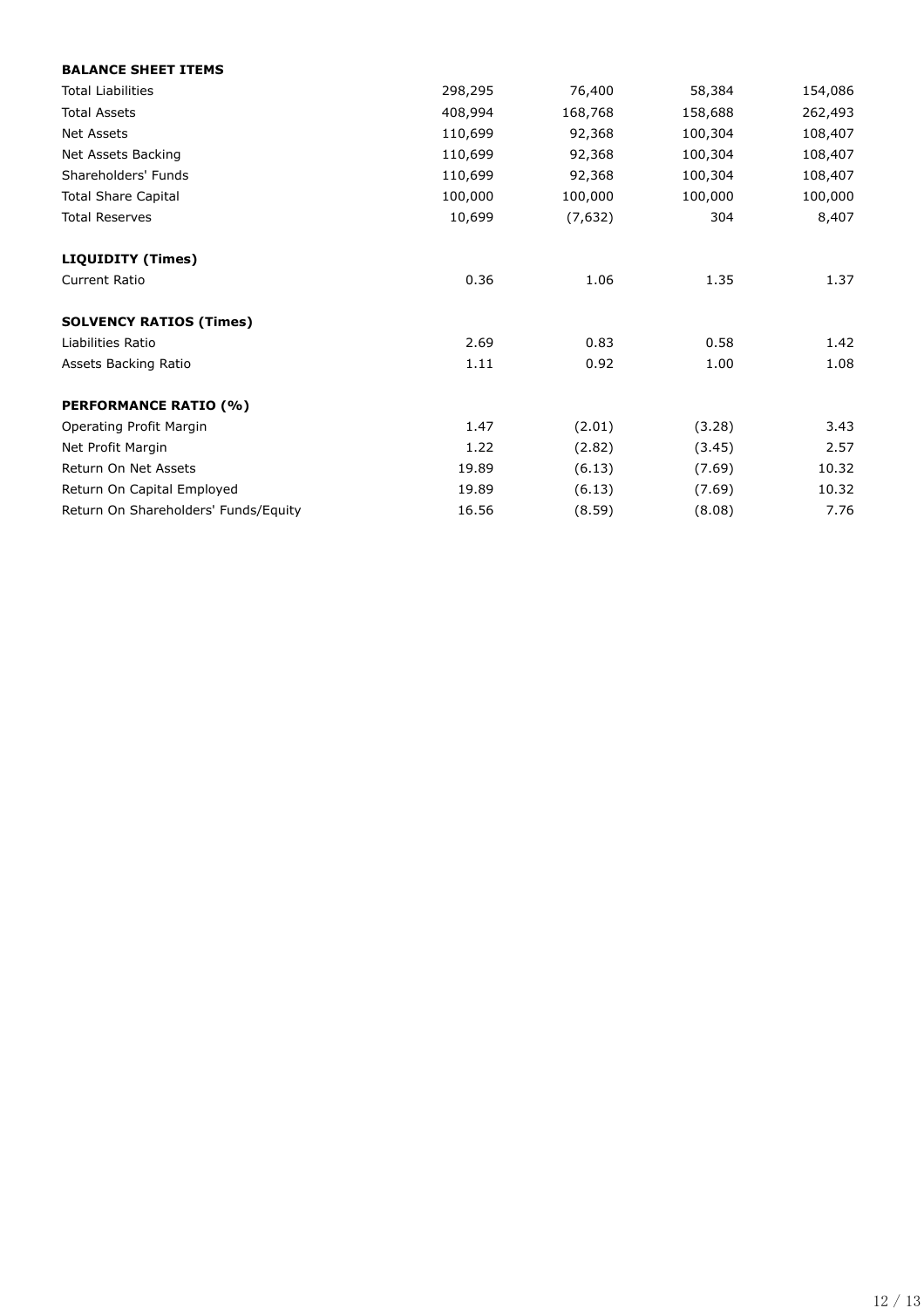| **BALANCE SHEET ITEMS** | | | | |
|---|---|---|---|---|
| Total Liabilities | 298,295 | 76,400 | 58,384 | 154,086 |
| Total Assets | 408,994 | 168,768 | 158,688 | 262,493 |
| Net Assets | 110,699 | 92,368 | 100,304 | 108,407 |
| Net Assets Backing | 110,699 | 92,368 | 100,304 | 108,407 |
| Shareholders' Funds | 110,699 | 92,368 | 100,304 | 108,407 |
| Total Share Capital | 100,000 | 100,000 | 100,000 | 100,000 |
| Total Reserves | 10,699 | (7,632) | 304 | 8,407 |
| | | | | |
| **LIQUIDITY (Times)** | | | | |
| Current Ratio | 0.36 | 1.06 | 1.35 | 1.37 |
| | | | | |
| **SOLVENCY RATIOS (Times)** | | | | |
| Liabilities Ratio | 2.69 | 0.83 | 0.58 | 1.42 |
| Assets Backing Ratio | 1.11 | 0.92 | 1.00 | 1.08 |
| | | | | |
| **PERFORMANCE RATIO (%)** | | | | |
| Operating Profit Margin | 1.47 | (2.01) | (3.28) | 3.43 |
| Net Profit Margin | 1.22 | (2.82) | (3.45) | 2.57 |
| Return On Net Assets | 19.89 | (6.13) | (7.69) | 10.32 |
| Return On Capital Employed | 19.89 | (6.13) | (7.69) | 10.32 |
| Return On Shareholders' Funds/Equity | 16.56 | (8.59) | (8.08) | 7.76 |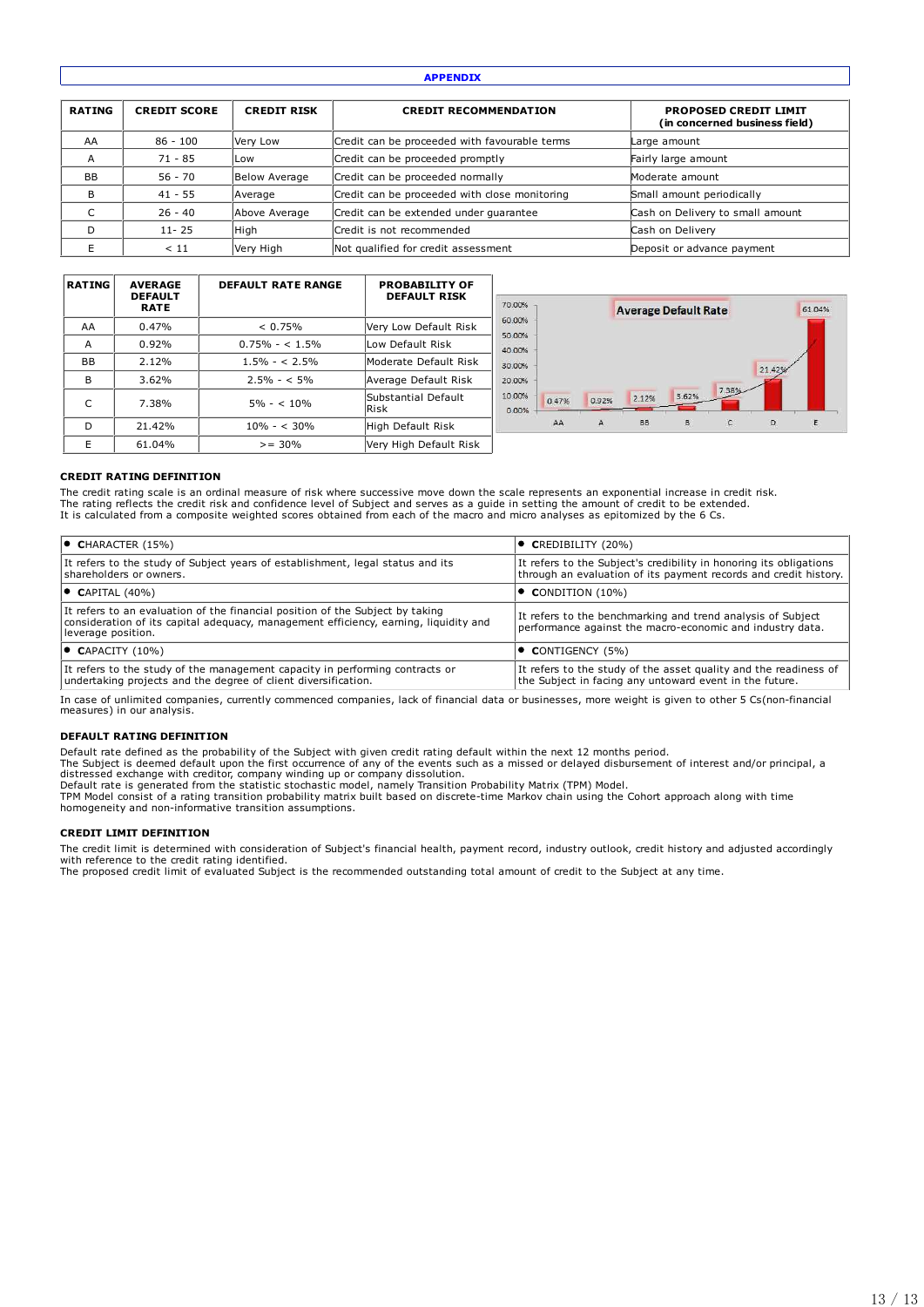## APPENDIX

| RATING | CREDIT SCORE | CREDIT RISK | CREDIT RECOMMENDATION | PROPOSED CREDIT LIMIT (in concerned business field) |
|---|---|---|---|---|
| AA | 86 - 100 | Very Low | Credit can be proceeded with favourable terms | Large amount |
| A | 71 - 85 | Low | Credit can be proceeded promptly | Fairly large amount |
| BB | 56 - 70 | Below Average | Credit can be proceeded normally | Moderate amount |
| B | 41 - 55 | Average | Credit can be proceeded with close monitoring | Small amount periodically |
| C | 26 - 40 | Above Average | Credit can be extended under guarantee | Cash on Delivery to small amount |
| D | 11- 25 | High | Credit is not recommended | Cash on Delivery |
| E | < 11 | Very High | Not qualified for credit assessment | Deposit or advance payment |

| RATING | AVERAGE DEFAULT RATE | DEFAULT RATE RANGE | PROBABILITY OF DEFAULT RISK |
|---|---|---|---|
| AA | 0.47% | < 0.75% | Very Low Default Risk |
| A | 0.92% | 0.75% - < 1.5% | Low Default Risk |
| BB | 2.12% | 1.5% - < 2.5% | Moderate Default Risk |
| B | 3.62% | 2.5% - < 5% | Average Default Risk |
| C | 7.38% | 5% - < 10% | Substantial Default Risk |
| D | 21.42% | 10% - < 30% | High Default Risk |
| E | 61.04% | >= 30% | Very High Default Risk |

Average Default Rate

70.00%
60.00%
50.00%
40.00%
30.00%
20.00%
10.00%
0.00%

AA A BB B C D E

0.47% 0.92% 2.12% 3.62% 7.38% 21.42% 61.04%

### CREDIT RATING DEFINITION

The credit rating scale is an ordinal measure of risk where successive move down the scale represents an exponential increase in credit risk.
The rating reflects the credit risk and confidence level of Subject and serves as a guide in setting the amount of credit to be extended.
It is calculated from a composite weighted scores obtained from each of the macro and micro analyses as epitomized by the 6 Cs.

| | |
|---|---|
| • **C**HARACTER (15%) | • **C**REDIBILITY (20%) |
| It refers to the study of Subject years of establishment, legal status and its shareholders or owners. | It refers to the Subject's credibility in honoring its obligations through an evaluation of its payment records and credit history. |
| • **C**APITAL (40%) | • **C**ONDITION (10%) |
| It refers to an evaluation of the financial position of the Subject by taking consideration of its capital adequacy, management efficiency, earning, liquidity and leverage position. | It refers to the benchmarking and trend analysis of Subject performance against the macro-economic and industry data. |
| • **C**APACITY (10%) | • **C**ONTIGENCY (5%) |
| It refers to the study of the management capacity in performing contracts or undertaking projects and the degree of client diversification. | It refers to the study of the asset quality and the readiness of the Subject in facing any untoward event in the future. |

In case of unlimited companies, currently commenced companies, lack of financial data or businesses, more weight is given to other 5 Cs(non-financial measures) in our analysis.

### DEFAULT RATING DEFINITION

Default rate defined as the probability of the Subject with given credit rating default within the next 12 months period.
The Subject is deemed default upon the first occurrence of any of the events such as a missed or delayed disbursement of interest and/or principal, a distressed exchange with creditor, company winding up or company dissolution.
Default rate is generated from the statistic stochastic model, namely Transition Probability Matrix (TPM) Model.
TPM Model consist of a rating transition probability matrix built based on discrete-time Markov chain using the Cohort approach along with time homogeneity and non-informative transition assumptions.

### CREDIT LIMIT DEFINITION

The credit limit is determined with consideration of Subject's financial health, payment record, industry outlook, credit history and adjusted accordingly with reference to the credit rating identified.
The proposed credit limit of evaluated Subject is the recommended outstanding total amount of credit to the Subject at any time.